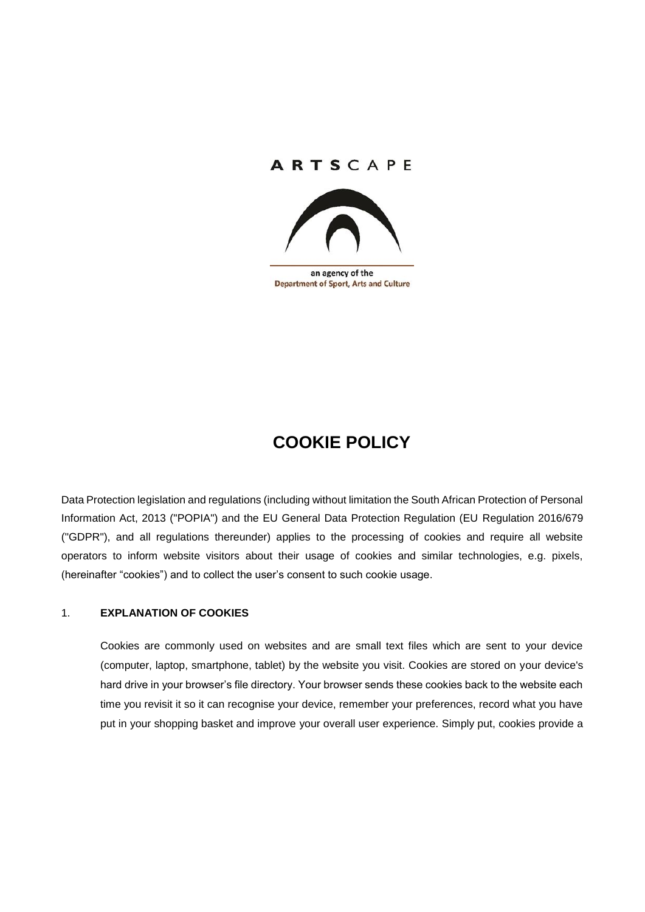ARTSCAPE

an agency of the
Department of Sport, Arts and Culture

# COOKIE POLICY

Data Protection legislation and regulations (including without limitation the South African Protection of Personal Information Act, 2013 ("POPIA") and the EU General Data Protection Regulation (EU Regulation 2016/679 ("GDPR"), and all regulations thereunder) applies to the processing of cookies and require all website operators to inform website visitors about their usage of cookies and similar technologies, e.g. pixels, (hereinafter "cookies") and to collect the user's consent to such cookie usage.

## 1. EXPLANATION OF COOKIES

Cookies are commonly used on websites and are small text files which are sent to your device (computer, laptop, smartphone, tablet) by the website you visit. Cookies are stored on your device's hard drive in your browser's file directory. Your browser sends these cookies back to the website each time you revisit it so it can recognise your device, remember your preferences, record what you have put in your shopping basket and improve your overall user experience. Simply put, cookies provide a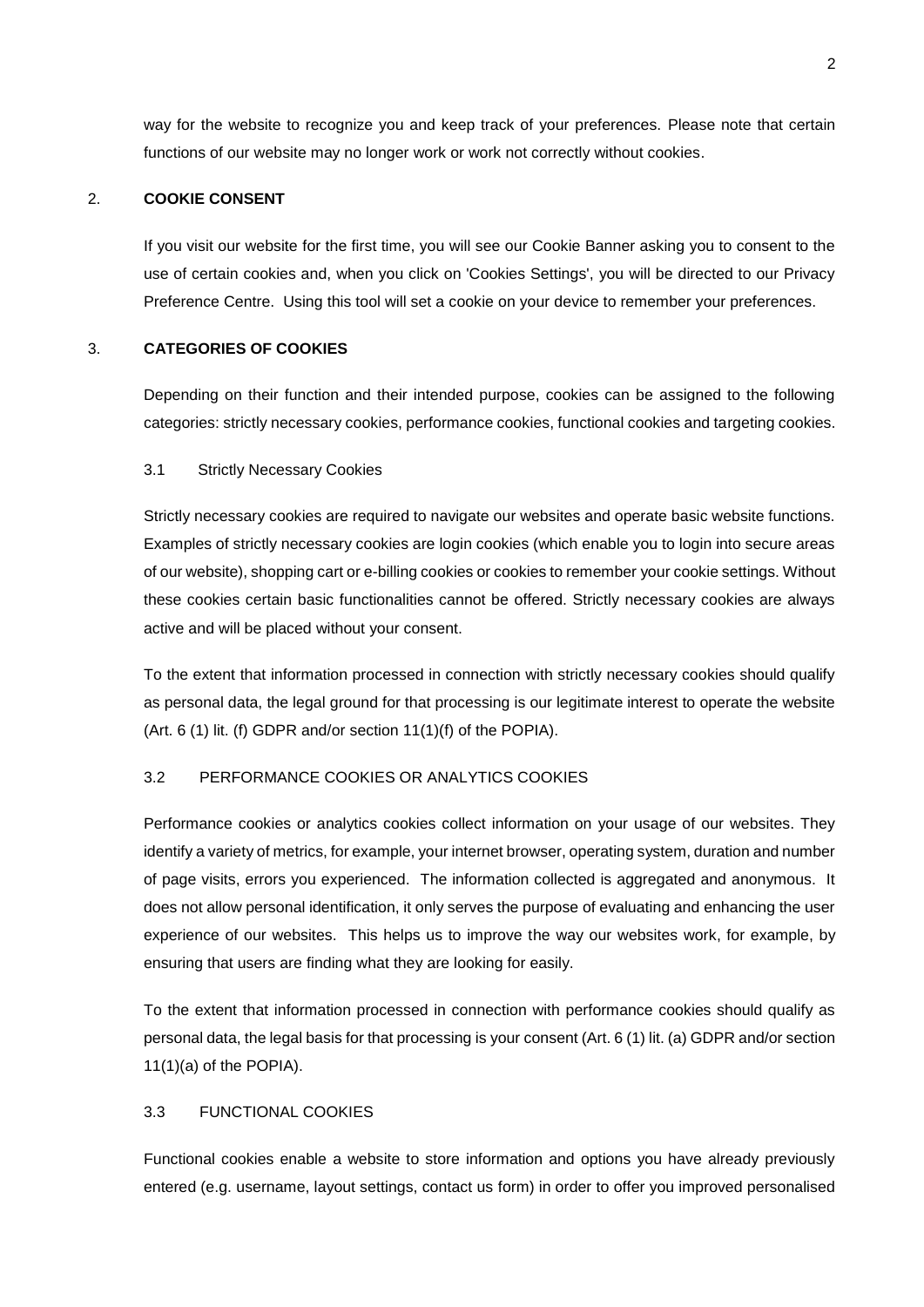way for the website to recognize you and keep track of your preferences. Please note that certain functions of our website may no longer work or work not correctly without cookies.

## 2. COOKIE CONSENT

If you visit our website for the first time, you will see our Cookie Banner asking you to consent to the use of certain cookies and, when you click on 'Cookies Settings', you will be directed to our Privacy Preference Centre. Using this tool will set a cookie on your device to remember your preferences.

## 3. CATEGORIES OF COOKIES

Depending on their function and their intended purpose, cookies can be assigned to the following categories: strictly necessary cookies, performance cookies, functional cookies and targeting cookies.

### 3.1 Strictly Necessary Cookies

Strictly necessary cookies are required to navigate our websites and operate basic website functions. Examples of strictly necessary cookies are login cookies (which enable you to login into secure areas of our website), shopping cart or e-billing cookies or cookies to remember your cookie settings. Without these cookies certain basic functionalities cannot be offered. Strictly necessary cookies are always active and will be placed without your consent.

To the extent that information processed in connection with strictly necessary cookies should qualify as personal data, the legal ground for that processing is our legitimate interest to operate the website (Art. 6 (1) lit. (f) GDPR and/or section 11(1)(f) of the POPIA).

### 3.2 PERFORMANCE COOKIES OR ANALYTICS COOKIES

Performance cookies or analytics cookies collect information on your usage of our websites. They identify a variety of metrics, for example, your internet browser, operating system, duration and number of page visits, errors you experienced. The information collected is aggregated and anonymous. It does not allow personal identification, it only serves the purpose of evaluating and enhancing the user experience of our websites. This helps us to improve the way our websites work, for example, by ensuring that users are finding what they are looking for easily.

To the extent that information processed in connection with performance cookies should qualify as personal data, the legal basis for that processing is your consent (Art. 6 (1) lit. (a) GDPR and/or section 11(1)(a) of the POPIA).

### 3.3 FUNCTIONAL COOKIES

Functional cookies enable a website to store information and options you have already previously entered (e.g. username, layout settings, contact us form) in order to offer you improved personalised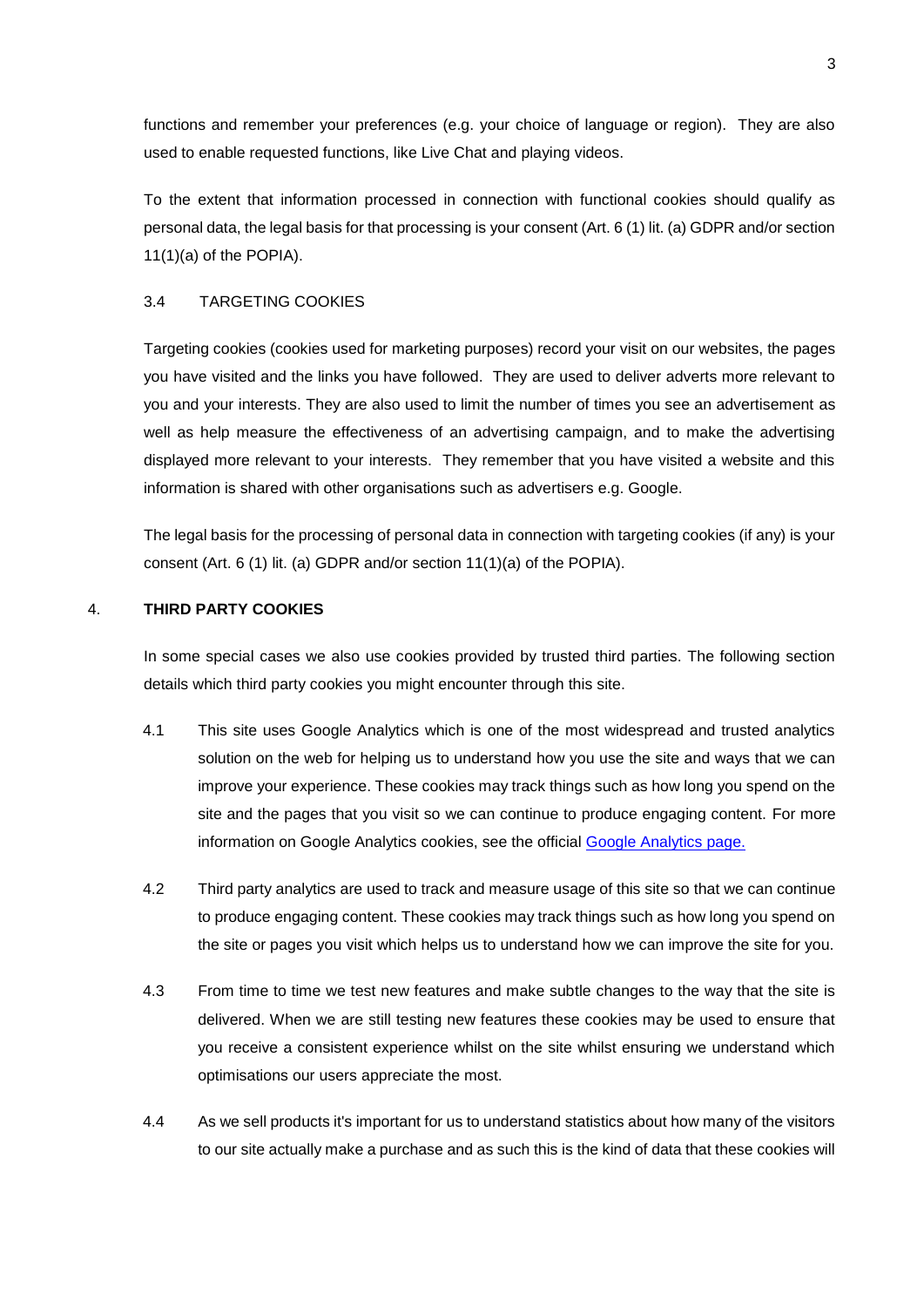functions and remember your preferences (e.g. your choice of language or region). They are also used to enable requested functions, like Live Chat and playing videos.

To the extent that information processed in connection with functional cookies should qualify as personal data, the legal basis for that processing is your consent (Art. 6 (1) lit. (a) GDPR and/or section 11(1)(a) of the POPIA).

### 3.4 TARGETING COOKIES

Targeting cookies (cookies used for marketing purposes) record your visit on our websites, the pages you have visited and the links you have followed. They are used to deliver adverts more relevant to you and your interests. They are also used to limit the number of times you see an advertisement as well as help measure the effectiveness of an advertising campaign, and to make the advertising displayed more relevant to your interests. They remember that you have visited a website and this information is shared with other organisations such as advertisers e.g. Google.

The legal basis for the processing of personal data in connection with targeting cookies (if any) is your consent (Art. 6 (1) lit. (a) GDPR and/or section 11(1)(a) of the POPIA).

## 4. THIRD PARTY COOKIES

In some special cases we also use cookies provided by trusted third parties. The following section details which third party cookies you might encounter through this site.

4.1 This site uses Google Analytics which is one of the most widespread and trusted analytics solution on the web for helping us to understand how you use the site and ways that we can improve your experience. These cookies may track things such as how long you spend on the site and the pages that you visit so we can continue to produce engaging content. For more information on Google Analytics cookies, see the official Google Analytics page.

4.2 Third party analytics are used to track and measure usage of this site so that we can continue to produce engaging content. These cookies may track things such as how long you spend on the site or pages you visit which helps us to understand how we can improve the site for you.

4.3 From time to time we test new features and make subtle changes to the way that the site is delivered. When we are still testing new features these cookies may be used to ensure that you receive a consistent experience whilst on the site whilst ensuring we understand which optimisations our users appreciate the most.

4.4 As we sell products it's important for us to understand statistics about how many of the visitors to our site actually make a purchase and as such this is the kind of data that these cookies will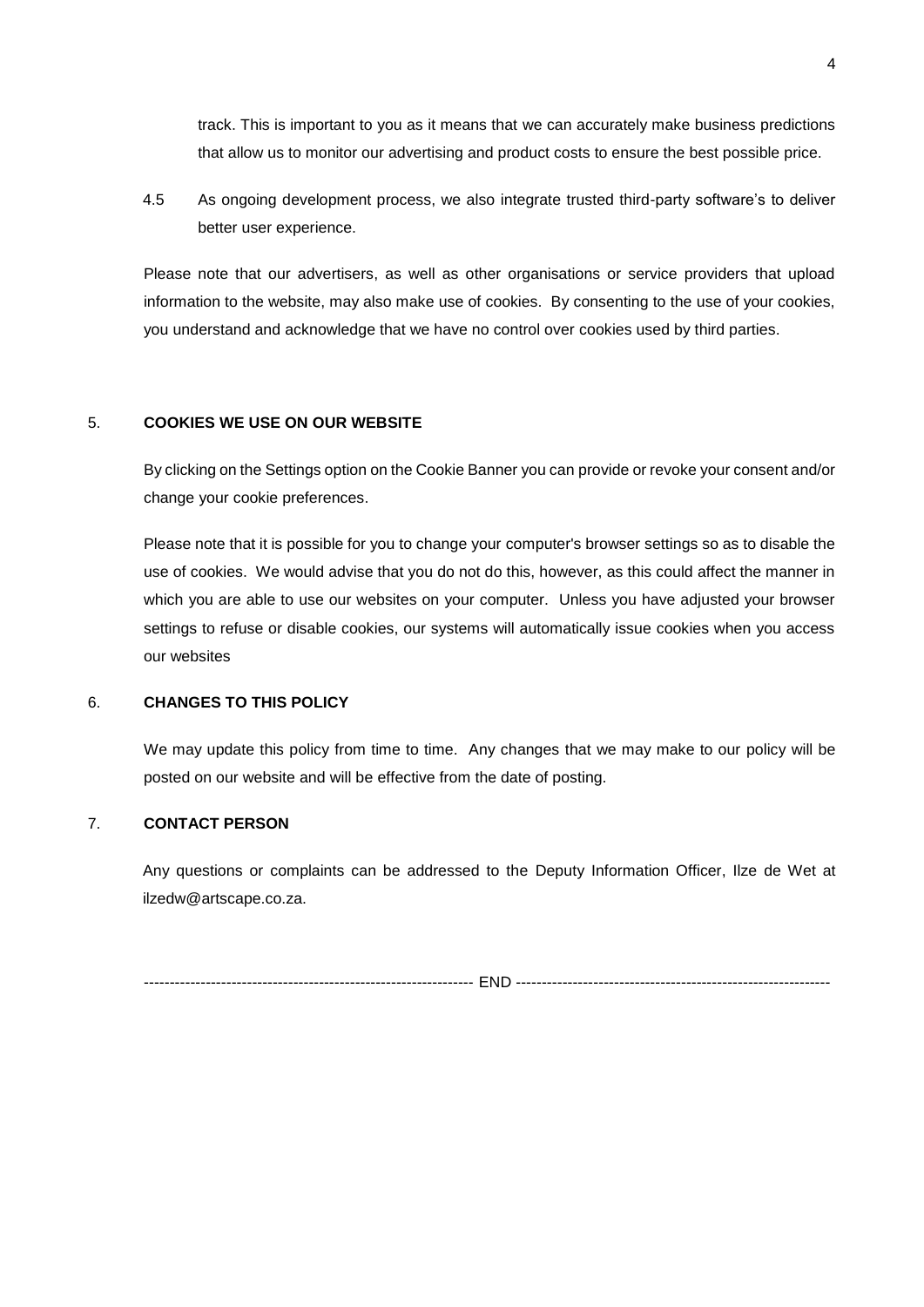track. This is important to you as it means that we can accurately make business predictions that allow us to monitor our advertising and product costs to ensure the best possible price.

4.5 As ongoing development process, we also integrate trusted third-party software's to deliver better user experience.

Please note that our advertisers, as well as other organisations or service providers that upload information to the website, may also make use of cookies. By consenting to the use of your cookies, you understand and acknowledge that we have no control over cookies used by third parties.

## 5. COOKIES WE USE ON OUR WEBSITE

By clicking on the Settings option on the Cookie Banner you can provide or revoke your consent and/or change your cookie preferences.

Please note that it is possible for you to change your computer's browser settings so as to disable the use of cookies. We would advise that you do not do this, however, as this could affect the manner in which you are able to use our websites on your computer. Unless you have adjusted your browser settings to refuse or disable cookies, our systems will automatically issue cookies when you access our websites

## 6. CHANGES TO THIS POLICY

We may update this policy from time to time. Any changes that we may make to our policy will be posted on our website and will be effective from the date of posting.

## 7. CONTACT PERSON

Any questions or complaints can be addressed to the Deputy Information Officer, Ilze de Wet at ilzedw@artscape.co.za.

---------------------------------------------------------------- END -------------------------------------------------------------